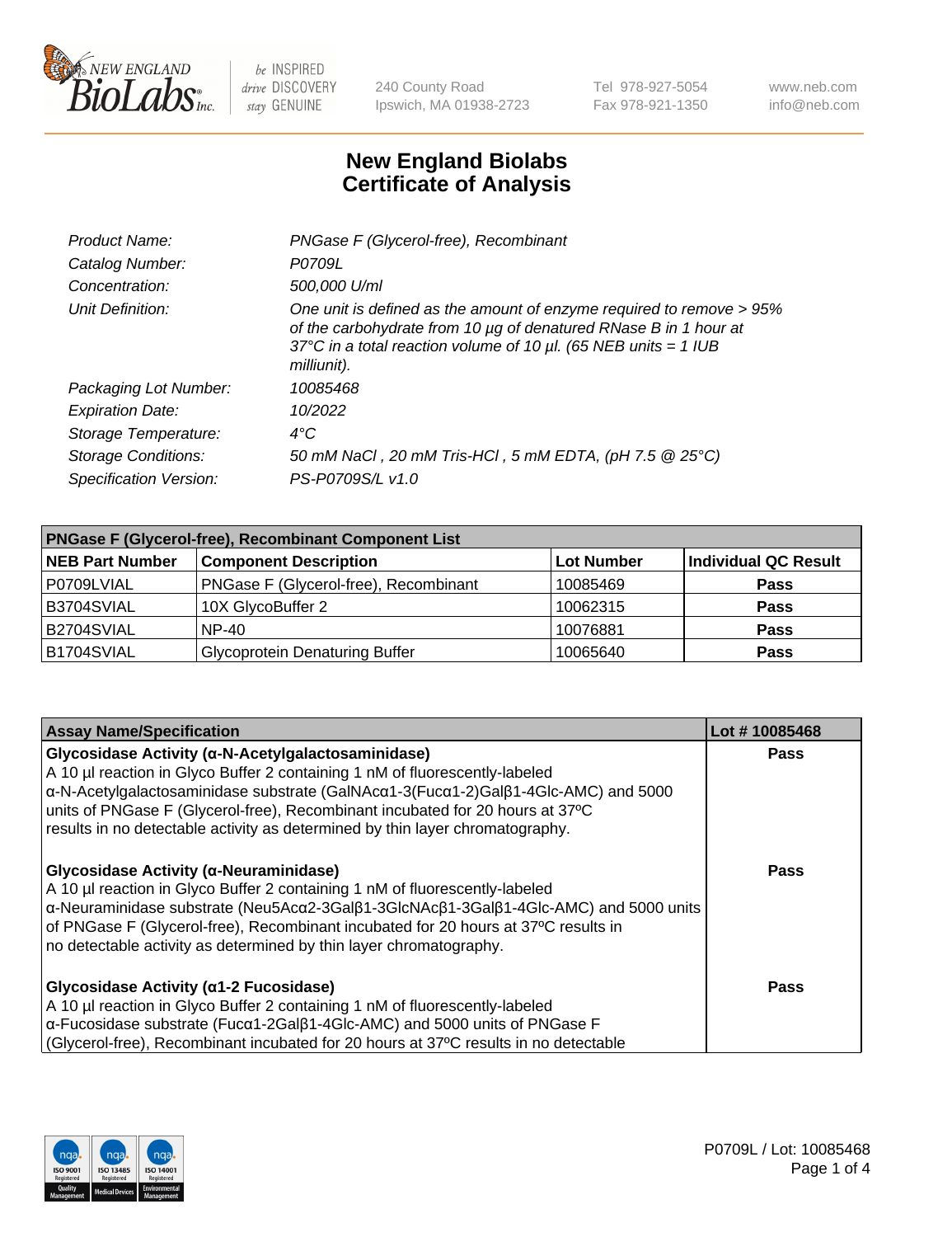New England BioLabs Inc. — be INSPIRED drive DISCOVERY stay GENUINE

240 County Road
Ipswich, MA 01938-2723

Tel 978-927-5054
Fax 978-921-1350

www.neb.com
info@neb.com

# New England Biolabs Certificate of Analysis

| | |
|---|---|
| *Product Name:* | *PNGase F (Glycerol-free), Recombinant* |
| *Catalog Number:* | *P0709L* |
| *Concentration:* | *500,000 U/ml* |
| *Unit Definition:* | *One unit is defined as the amount of enzyme required to remove > 95% of the carbohydrate from 10 µg of denatured RNase B in 1 hour at 37°C in a total reaction volume of 10 µl. (65 NEB units = 1 IUB milliunit).* |
| *Packaging Lot Number:* | *10085468* |
| *Expiration Date:* | *10/2022* |
| *Storage Temperature:* | *4°C* |
| *Storage Conditions:* | *50 mM NaCl , 20 mM Tris-HCl , 5 mM EDTA, (pH 7.5 @ 25°C)* |
| *Specification Version:* | *PS-P0709S/L v1.0* |

| **PNGase F (Glycerol-free), Recombinant Component List** | | | |
|---|---|---|---|
| **NEB Part Number** | **Component Description** | **Lot Number** | **Individual QC Result** |
| P0709LVIAL | PNGase F (Glycerol-free), Recombinant | 10085469 | **Pass** |
| B3704SVIAL | 10X GlycoBuffer 2 | 10062315 | **Pass** |
| B2704SVIAL | NP-40 | 10076881 | **Pass** |
| B1704SVIAL | Glycoprotein Denaturing Buffer | 10065640 | **Pass** |

| **Assay Name/Specification** | **Lot # 10085468** |
|---|---|
| **Glycosidase Activity (α-N-Acetylgalactosaminidase)** A 10 µl reaction in Glyco Buffer 2 containing 1 nM of fluorescently-labeled α-N-Acetylgalactosaminidase substrate (GalNAcα1-3(Fucα1-2)Galβ1-4Glc-AMC) and 5000 units of PNGase F (Glycerol-free), Recombinant incubated for 20 hours at 37ºC results in no detectable activity as determined by thin layer chromatography. | **Pass** |
| **Glycosidase Activity (α-Neuraminidase)** A 10 µl reaction in Glyco Buffer 2 containing 1 nM of fluorescently-labeled α-Neuraminidase substrate (Neu5Acα2-3Galβ1-3GlcNAcβ1-3Galβ1-4Glc-AMC) and 5000 units of PNGase F (Glycerol-free), Recombinant incubated for 20 hours at 37ºC results in no detectable activity as determined by thin layer chromatography. | **Pass** |
| **Glycosidase Activity (α1-2 Fucosidase)** A 10 µl reaction in Glyco Buffer 2 containing 1 nM of fluorescently-labeled α-Fucosidase substrate (Fucα1-2Galβ1-4Glc-AMC) and 5000 units of PNGase F (Glycerol-free), Recombinant incubated for 20 hours at 37ºC results in no detectable | **Pass** |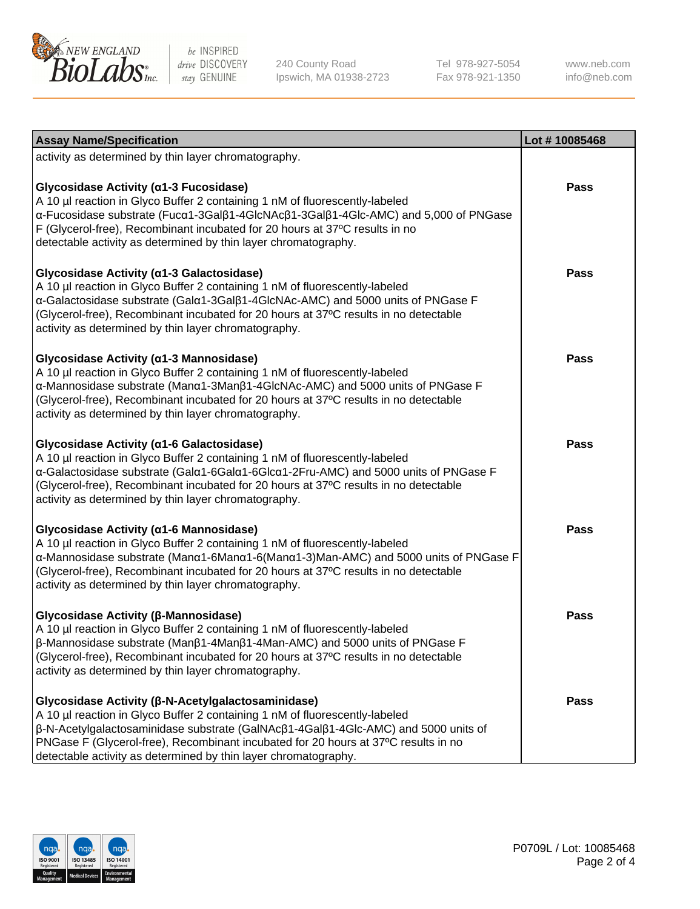| Assay Name/Specification | Lot # 10085468 |
|---|---|
| activity as determined by thin layer chromatography. | |
| **Glycosidase Activity (α1-3 Fucosidase)**<br>A 10 µl reaction in Glyco Buffer 2 containing 1 nM of fluorescently-labeled α-Fucosidase substrate (Fucα1-3Galβ1-4GlcNAcβ1-3Galβ1-4Glc-AMC) and 5,000 of PNGase F (Glycerol-free), Recombinant incubated for 20 hours at 37ºC results in no detectable activity as determined by thin layer chromatography. | Pass |
| **Glycosidase Activity (α1-3 Galactosidase)**<br>A 10 µl reaction in Glyco Buffer 2 containing 1 nM of fluorescently-labeled α-Galactosidase substrate (Galα1-3Galβ1-4GlcNAc-AMC) and 5000 units of PNGase F (Glycerol-free), Recombinant incubated for 20 hours at 37ºC results in no detectable activity as determined by thin layer chromatography. | Pass |
| **Glycosidase Activity (α1-3 Mannosidase)**<br>A 10 µl reaction in Glyco Buffer 2 containing 1 nM of fluorescently-labeled α-Mannosidase substrate (Manα1-3Manβ1-4GlcNAc-AMC) and 5000 units of PNGase F (Glycerol-free), Recombinant incubated for 20 hours at 37ºC results in no detectable activity as determined by thin layer chromatography. | Pass |
| **Glycosidase Activity (α1-6 Galactosidase)**<br>A 10 µl reaction in Glyco Buffer 2 containing 1 nM of fluorescently-labeled α-Galactosidase substrate (Galα1-6Galα1-6Glcα1-2Fru-AMC) and 5000 units of PNGase F (Glycerol-free), Recombinant incubated for 20 hours at 37ºC results in no detectable activity as determined by thin layer chromatography. | Pass |
| **Glycosidase Activity (α1-6 Mannosidase)**<br>A 10 µl reaction in Glyco Buffer 2 containing 1 nM of fluorescently-labeled α-Mannosidase substrate (Manα1-6Manα1-6(Manα1-3)Man-AMC) and 5000 units of PNGase F (Glycerol-free), Recombinant incubated for 20 hours at 37ºC results in no detectable activity as determined by thin layer chromatography. | Pass |
| **Glycosidase Activity (β-Mannosidase)**<br>A 10 µl reaction in Glyco Buffer 2 containing 1 nM of fluorescently-labeled β-Mannosidase substrate (Manβ1-4Manβ1-4Man-AMC) and 5000 units of PNGase F (Glycerol-free), Recombinant incubated for 20 hours at 37ºC results in no detectable activity as determined by thin layer chromatography. | Pass |
| **Glycosidase Activity (β-N-Acetylgalactosaminidase)**<br>A 10 µl reaction in Glyco Buffer 2 containing 1 nM of fluorescently-labeled β-N-Acetylgalactosaminidase substrate (GalNAcβ1-4Galβ1-4Glc-AMC) and 5000 units of PNGase F (Glycerol-free), Recombinant incubated for 20 hours at 37ºC results in no detectable activity as determined by thin layer chromatography. | Pass |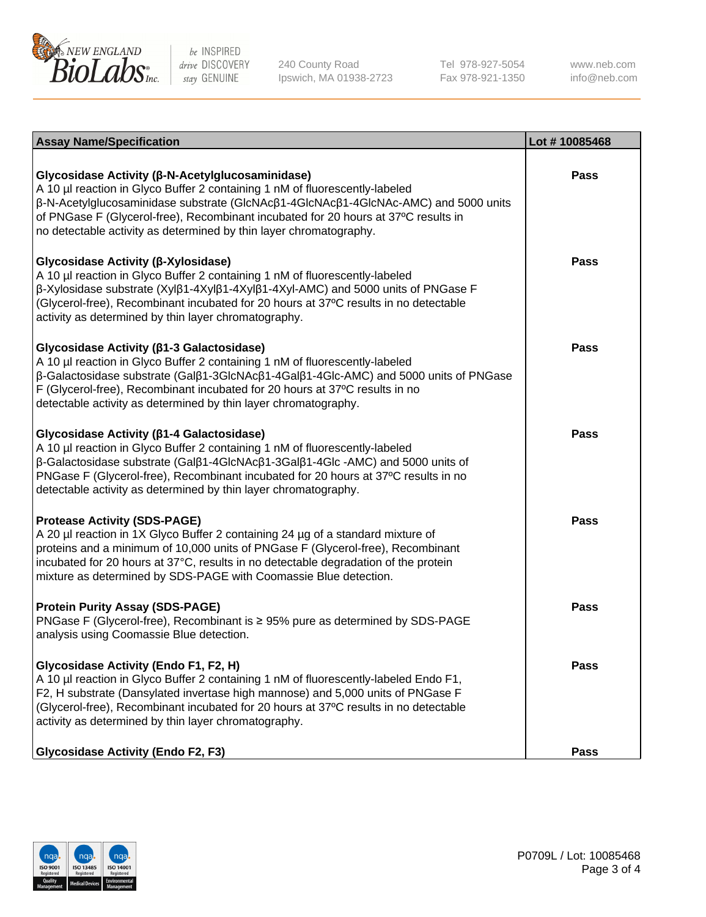| Assay Name/Specification | Lot # 10085468 |
| --- | --- |
| **Glycosidase Activity (β-N-Acetylglucosaminidase)**<br>A 10 µl reaction in Glyco Buffer 2 containing 1 nM of fluorescently-labeled β-N-Acetylglucosaminidase substrate (GlcNAcβ1-4GlcNAcβ1-4GlcNAc-AMC) and 5000 units of PNGase F (Glycerol-free), Recombinant incubated for 20 hours at 37ºC results in no detectable activity as determined by thin layer chromatography. | Pass |
| **Glycosidase Activity (β-Xylosidase)**<br>A 10 µl reaction in Glyco Buffer 2 containing 1 nM of fluorescently-labeled β-Xylosidase substrate (Xylβ1-4Xylβ1-4Xylβ1-4Xyl-AMC) and 5000 units of PNGase F (Glycerol-free), Recombinant incubated for 20 hours at 37ºC results in no detectable activity as determined by thin layer chromatography. | Pass |
| **Glycosidase Activity (β1-3 Galactosidase)**<br>A 10 µl reaction in Glyco Buffer 2 containing 1 nM of fluorescently-labeled β-Galactosidase substrate (Galβ1-3GlcNAcβ1-4Galβ1-4Glc-AMC) and 5000 units of PNGase F (Glycerol-free), Recombinant incubated for 20 hours at 37ºC results in no detectable activity as determined by thin layer chromatography. | Pass |
| **Glycosidase Activity (β1-4 Galactosidase)**<br>A 10 µl reaction in Glyco Buffer 2 containing 1 nM of fluorescently-labeled β-Galactosidase substrate (Galβ1-4GlcNAcβ1-3Galβ1-4Glc -AMC) and 5000 units of PNGase F (Glycerol-free), Recombinant incubated for 20 hours at 37ºC results in no detectable activity as determined by thin layer chromatography. | Pass |
| **Protease Activity (SDS-PAGE)**<br>A 20 µl reaction in 1X Glyco Buffer 2 containing 24 µg of a standard mixture of proteins and a minimum of 10,000 units of PNGase F (Glycerol-free), Recombinant incubated for 20 hours at 37°C, results in no detectable degradation of the protein mixture as determined by SDS-PAGE with Coomassie Blue detection. | Pass |
| **Protein Purity Assay (SDS-PAGE)**<br>PNGase F (Glycerol-free), Recombinant is ≥ 95% pure as determined by SDS-PAGE analysis using Coomassie Blue detection. | Pass |
| **Glycosidase Activity (Endo F1, F2, H)**<br>A 10 µl reaction in Glyco Buffer 2 containing 1 nM of fluorescently-labeled Endo F1, F2, H substrate (Dansylated invertase high mannose) and 5,000 units of PNGase F (Glycerol-free), Recombinant incubated for 20 hours at 37ºC results in no detectable activity as determined by thin layer chromatography. | Pass |
| **Glycosidase Activity (Endo F2, F3)** | Pass |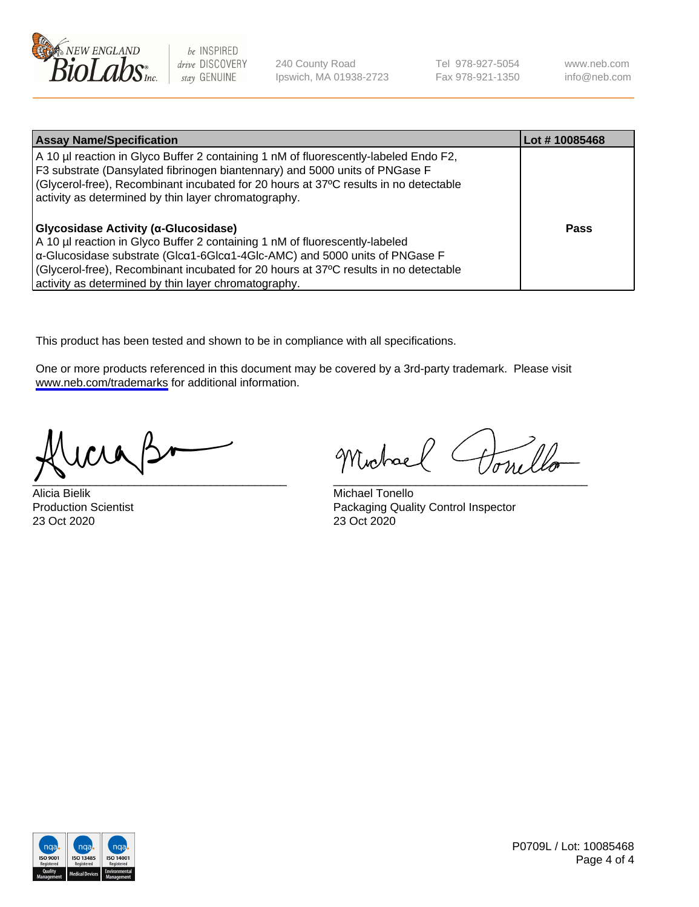| Assay Name/Specification | Lot # 10085468 |
|---|---|
| A 10 µl reaction in Glyco Buffer 2 containing 1 nM of fluorescently-labeled Endo F2, F3 substrate (Dansylated fibrinogen biantennary) and 5000 units of PNGase F (Glycerol-free), Recombinant incubated for 20 hours at 37ºC results in no detectable activity as determined by thin layer chromatography. | |
| **Glycosidase Activity (α-Glucosidase)** A 10 µl reaction in Glyco Buffer 2 containing 1 nM of fluorescently-labeled α-Glucosidase substrate (Glcα1-6Glcα1-4Glc-AMC) and 5000 units of PNGase F (Glycerol-free), Recombinant incubated for 20 hours at 37ºC results in no detectable activity as determined by thin layer chromatography. | **Pass** |

This product has been tested and shown to be in compliance with all specifications.

One or more products referenced in this document may be covered by a 3rd-party trademark. Please visit www.neb.com/trademarks for additional information.

Alicia Bielik
Production Scientist
23 Oct 2020

Michael Tonello
Packaging Quality Control Inspector
23 Oct 2020

P0709L / Lot: 10085468